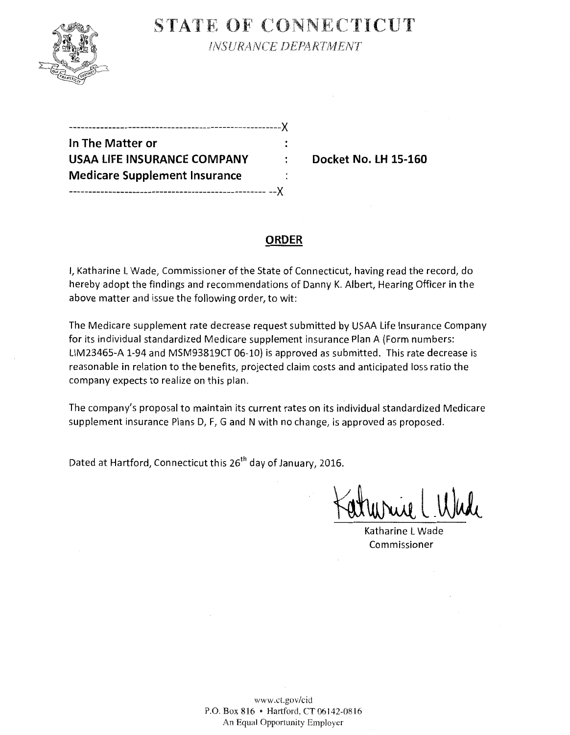# STATE OF CONNECTICUT

*INSURANCE DEPARTMENT*

```
----------------------------------------------------X
In The Matter or                                    :
USAA LIFE INSURANCE COMPANY                         :    Docket No. LH 15-160
Medicare Supplement Insurance                       :
----------------------------------------------------X
```

## ORDER

I, Katharine L Wade, Commissioner of the State of Connecticut, having read the record, do hereby adopt the findings and recommendations of Danny K. Albert, Hearing Officer in the above matter and issue the following order, to wit:

The Medicare supplement rate decrease request submitted by USAA Life Insurance Company for its individual standardized Medicare supplement insurance Plan A (Form numbers: LIM23465-A 1-94 and MSM93819CT 06-10) is approved as submitted. This rate decrease is reasonable in relation to the benefits, projected claim costs and anticipated loss ratio the company expects to realize on this plan.

The company's proposal to maintain its current rates on its individual standardized Medicare supplement insurance Plans D, F, G and N with no change, is approved as proposed.

Dated at Hartford, Connecticut this 26th day of January, 2016.

Katharine L Wade
Commissioner

www.ct.gov/cid
P.O. Box 816 • Hartford, CT 06142-0816
An Equal Opportunity Employer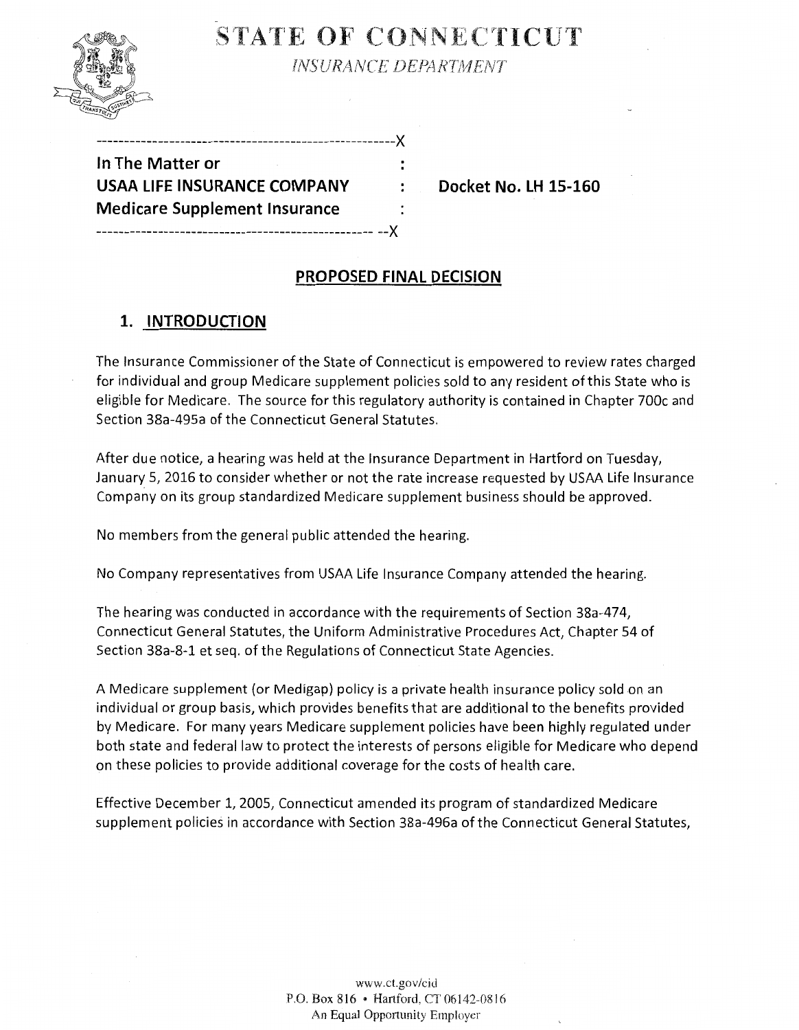# STATE OF CONNECTICUT

*INSURANCE DEPARTMENT*

```
----------------------------------------------------X
In The Matter or                                   :
USAA LIFE INSURANCE COMPANY                        :    Docket No. LH 15-160
Medicare Supplement Insurance                      :
-------------------------------------------------- --X
```

## PROPOSED FINAL DECISION

### 1. INTRODUCTION

The Insurance Commissioner of the State of Connecticut is empowered to review rates charged for individual and group Medicare supplement policies sold to any resident of this State who is eligible for Medicare. The source for this regulatory authority is contained in Chapter 700c and Section 38a-495a of the Connecticut General Statutes.

After due notice, a hearing was held at the Insurance Department in Hartford on Tuesday, January 5, 2016 to consider whether or not the rate increase requested by USAA Life Insurance Company on its group standardized Medicare supplement business should be approved.

No members from the general public attended the hearing.

No Company representatives from USAA Life Insurance Company attended the hearing.

The hearing was conducted in accordance with the requirements of Section 38a-474, Connecticut General Statutes, the Uniform Administrative Procedures Act, Chapter 54 of Section 38a-8-1 et seq. of the Regulations of Connecticut State Agencies.

A Medicare supplement (or Medigap) policy is a private health insurance policy sold on an individual or group basis, which provides benefits that are additional to the benefits provided by Medicare. For many years Medicare supplement policies have been highly regulated under both state and federal law to protect the interests of persons eligible for Medicare who depend on these policies to provide additional coverage for the costs of health care.

Effective December 1, 2005, Connecticut amended its program of standardized Medicare supplement policies in accordance with Section 38a-496a of the Connecticut General Statutes,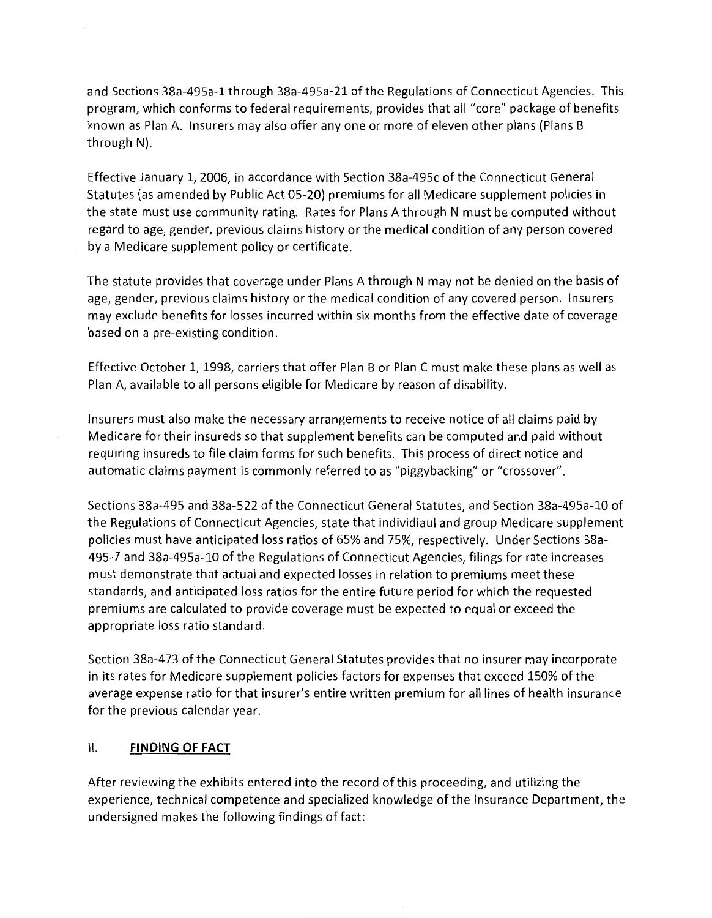and Sections 38a-495a-1 through 38a-495a-21 of the Regulations of Connecticut Agencies. This program, which conforms to federal requirements, provides that all "core" package of benefits known as Plan A. Insurers may also offer any one or more of eleven other plans (Plans B through N).

Effective January 1, 2006, in accordance with Section 38a-495c of the Connecticut General Statutes (as amended by Public Act 05-20) premiums for all Medicare supplement policies in the state must use community rating. Rates for Plans A through N must be computed without regard to age, gender, previous claims history or the medical condition of any person covered by a Medicare supplement policy or certificate.

The statute provides that coverage under Plans A through N may not be denied on the basis of age, gender, previous claims history or the medical condition of any covered person. Insurers may exclude benefits for losses incurred within six months from the effective date of coverage based on a pre-existing condition.

Effective October 1, 1998, carriers that offer Plan B or Plan C must make these plans as well as Plan A, available to all persons eligible for Medicare by reason of disability.

Insurers must also make the necessary arrangements to receive notice of all claims paid by Medicare for their insureds so that supplement benefits can be computed and paid without requiring insureds to file claim forms for such benefits. This process of direct notice and automatic claims payment is commonly referred to as "piggybacking" or "crossover".

Sections 38a-495 and 38a-522 of the Connecticut General Statutes, and Section 38a-495a-10 of the Regulations of Connecticut Agencies, state that individiaul and group Medicare supplement policies must have anticipated loss ratios of 65% and 75%, respectively. Under Sections 38a-495-7 and 38a-495a-10 of the Regulations of Connecticut Agencies, filings for rate increases must demonstrate that actual and expected losses in relation to premiums meet these standards, and anticipated loss ratios for the entire future period for which the requested premiums are calculated to provide coverage must be expected to equal or exceed the appropriate loss ratio standard.

Section 38a-473 of the Connecticut General Statutes provides that no insurer may incorporate in its rates for Medicare supplement policies factors for expenses that exceed 150% of the average expense ratio for that insurer's entire written premium for all lines of health insurance for the previous calendar year.

## II. **FINDING OF FACT**

After reviewing the exhibits entered into the record of this proceeding, and utilizing the experience, technical competence and specialized knowledge of the Insurance Department, the undersigned makes the following findings of fact: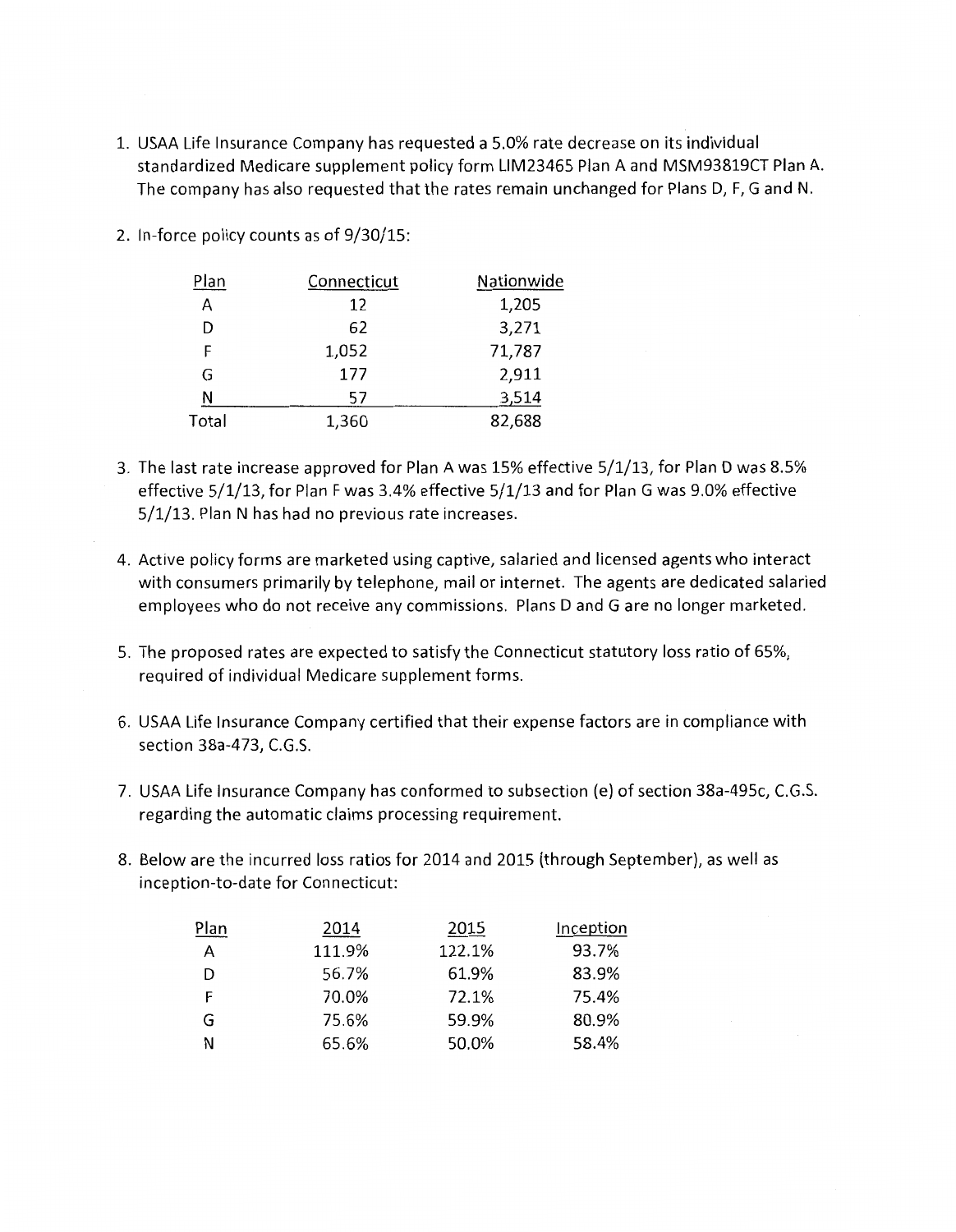1. USAA Life Insurance Company has requested a 5.0% rate decrease on its individual standardized Medicare supplement policy form LIM23465 Plan A and MSM93819CT Plan A. The company has also requested that the rates remain unchanged for Plans D, F, G and N.

2. In-force policy counts as of 9/30/15:

| Plan | Connecticut | Nationwide |
|---|---|---|
| A | 12 | 1,205 |
| D | 62 | 3,271 |
| F | 1,052 | 71,787 |
| G | 177 | 2,911 |
| N | 57 | 3,514 |
| Total | 1,360 | 82,688 |

3. The last rate increase approved for Plan A was 15% effective 5/1/13, for Plan D was 8.5% effective 5/1/13, for Plan F was 3.4% effective 5/1/13 and for Plan G was 9.0% effective 5/1/13. Plan N has had no previous rate increases.

4. Active policy forms are marketed using captive, salaried and licensed agents who interact with consumers primarily by telephone, mail or internet. The agents are dedicated salaried employees who do not receive any commissions. Plans D and G are no longer marketed.

5. The proposed rates are expected to satisfy the Connecticut statutory loss ratio of 65%, required of individual Medicare supplement forms.

6. USAA Life Insurance Company certified that their expense factors are in compliance with section 38a-473, C.G.S.

7. USAA Life Insurance Company has conformed to subsection (e) of section 38a-495c, C.G.S. regarding the automatic claims processing requirement.

8. Below are the incurred loss ratios for 2014 and 2015 (through September), as well as inception-to-date for Connecticut:

| Plan | 2014 | 2015 | Inception |
|---|---|---|---|
| A | 111.9% | 122.1% | 93.7% |
| D | 56.7% | 61.9% | 83.9% |
| F | 70.0% | 72.1% | 75.4% |
| G | 75.6% | 59.9% | 80.9% |
| N | 65.6% | 50.0% | 58.4% |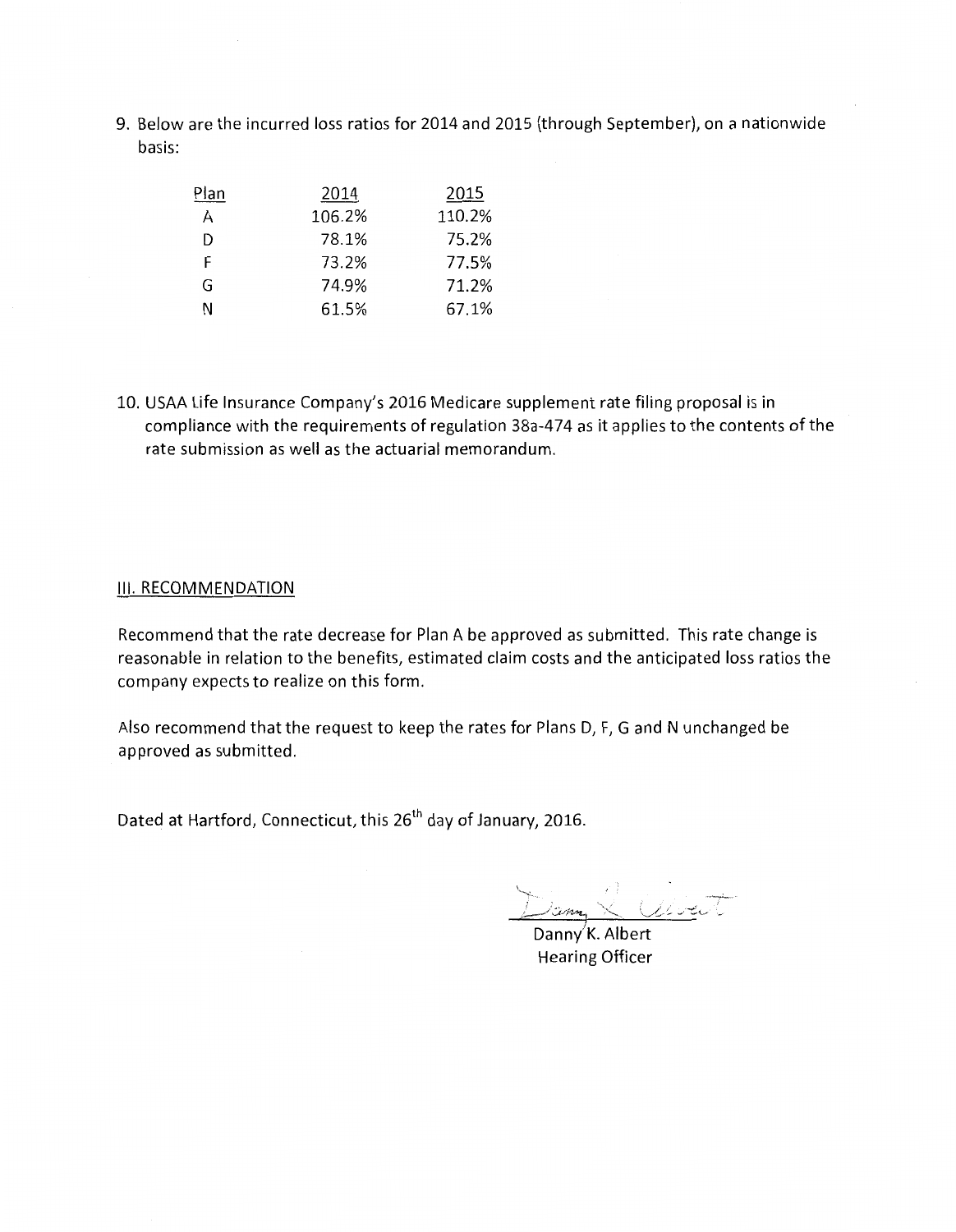9. Below are the incurred loss ratios for 2014 and 2015 (through September), on a nationwide basis:

| Plan | 2014 | 2015 |
| --- | --- | --- |
| A | 106.2% | 110.2% |
| D | 78.1% | 75.2% |
| F | 73.2% | 77.5% |
| G | 74.9% | 71.2% |
| N | 61.5% | 67.1% |

10. USAA Life Insurance Company's 2016 Medicare supplement rate filing proposal is in compliance with the requirements of regulation 38a-474 as it applies to the contents of the rate submission as well as the actuarial memorandum.

## III. RECOMMENDATION

Recommend that the rate decrease for Plan A be approved as submitted. This rate change is reasonable in relation to the benefits, estimated claim costs and the anticipated loss ratios the company expects to realize on this form.

Also recommend that the request to keep the rates for Plans D, F, G and N unchanged be approved as submitted.

Dated at Hartford, Connecticut, this 26th day of January, 2016.

Danny K. Albert
Hearing Officer